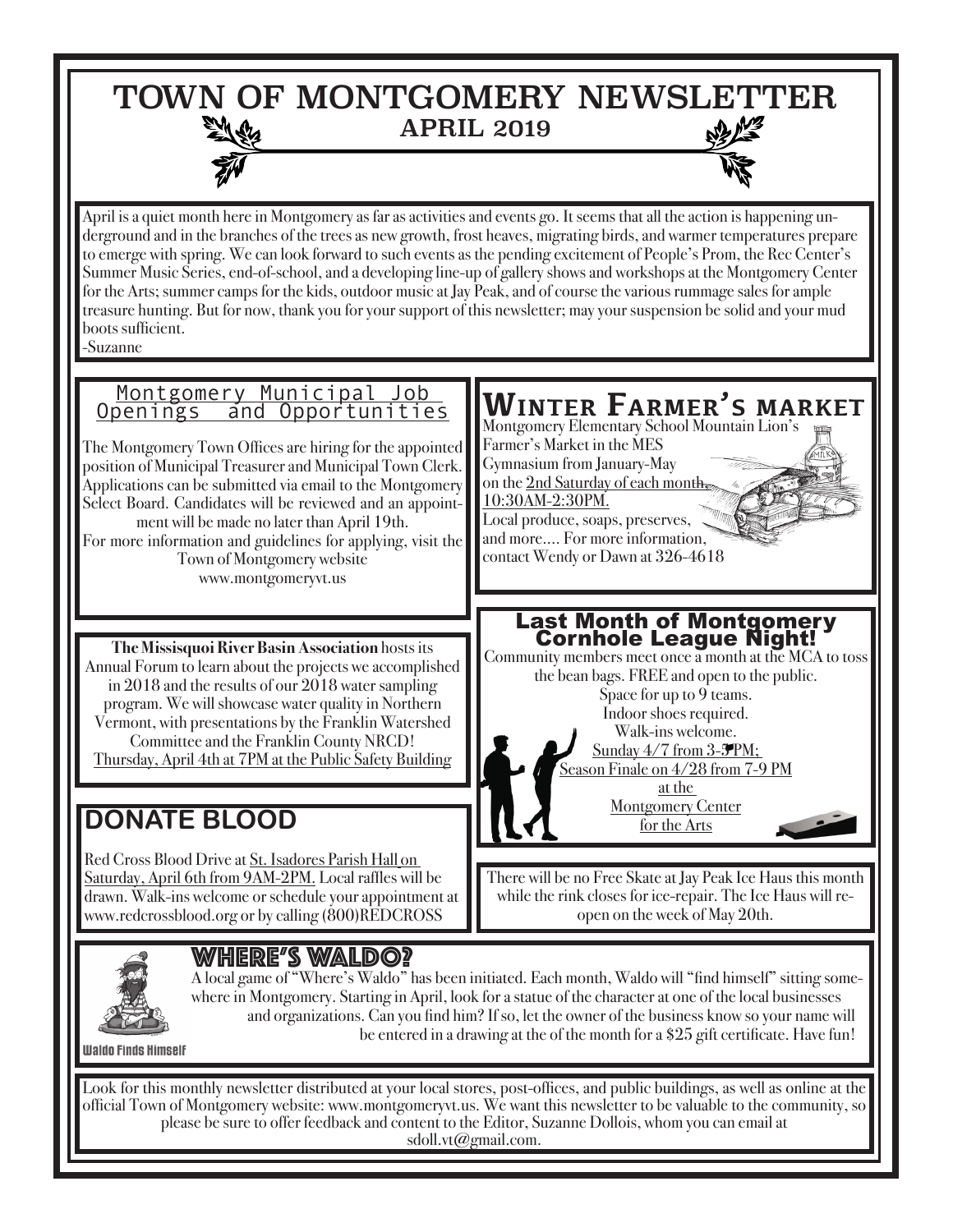# TOWN OF MONTGOMERY NEWSLETTER

## APRIL 2019

April is a quiet month here in Montgomery as far as activities and events go. It seems that all the action is happening underground and in the branches of the trees as new growth, frost heaves, migrating birds, and warmer temperatures prepare to emerge with spring. We can look forward to such events as the pending excitement of People's Prom, the Rec Center's Summer Music Series, end-of-school, and a developing line-up of gallery shows and workshops at the Montgomery Center for the Arts; summer camps for the kids, outdoor music at Jay Peak, and of course the various rummage sales for ample treasure hunting. But for now, thank you for your support of this newsletter; may your suspension be solid and your mud boots sufficient.

-Suzanne

### Montgomery Municipal Job Openings and Opportunities

The Montgomery Town Offices are hiring for the appointed position of Municipal Treasurer and Municipal Town Clerk. Applications can be submitted via email to the Montgomery Select Board. Candidates will be reviewed and an appointment will be made no later than April 19th.

For more information and guidelines for applying, visit the Town of Montgomery website www.montgomeryvt.us

### Winter Farmer's Market

Montgomery Elementary School Mountain Lion's Farmer's Market in the MES Gymnasium from January-May on the 2nd Saturday of each month, 10:30AM-2:30PM.

Local produce, soaps, preserves, and more.... For more information, contact Wendy or Dawn at 326-4618

**The Missisquoi River Basin Association** hosts its Annual Forum to learn about the projects we accomplished in 2018 and the results of our 2018 water sampling program. We will showcase water quality in Northern Vermont, with presentations by the Franklin Watershed Committee and the Franklin County NRCD!

Thursday, April 4th at 7PM at the Public Safety Building

### Last Month of Montgomery Cornhole League Night!

Community members meet once a month at the MCA to toss the bean bags. FREE and open to the public.

Space for up to 9 teams.

Indoor shoes required.

Walk-ins welcome.

Sunday 4/7 from 3-5PM;

Season Finale on 4/28 from 7-9 PM

at the Montgomery Center for the Arts

### DONATE BLOOD

Red Cross Blood Drive at St. Isadores Parish Hall on Saturday, April 6th from 9AM-2PM. Local raffles will be drawn. Walk-ins welcome or schedule your appointment at www.redcrossblood.org or by calling (800)REDCROSS

There will be no Free Skate at Jay Peak Ice Haus this month while the rink closes for ice-repair. The Ice Haus will re-open on the week of May 20th.

### Where's Waldo?

A local game of "Where's Waldo" has been initiated. Each month, Waldo will "find himself" sitting somewhere in Montgomery. Starting in April, look for a statue of the character at one of the local businesses and organizations. Can you find him? If so, let the owner of the business know so your name will be entered in a drawing at the of the month for a $25 gift certificate. Have fun!

Waldo Finds Himself

Look for this monthly newsletter distributed at your local stores, post-offices, and public buildings, as well as online at the official Town of Montgomery website: www.montgomeryvt.us. We want this newsletter to be valuable to the community, so please be sure to offer feedback and content to the Editor, Suzanne Dollois, whom you can email at sdoll.vt@gmail.com.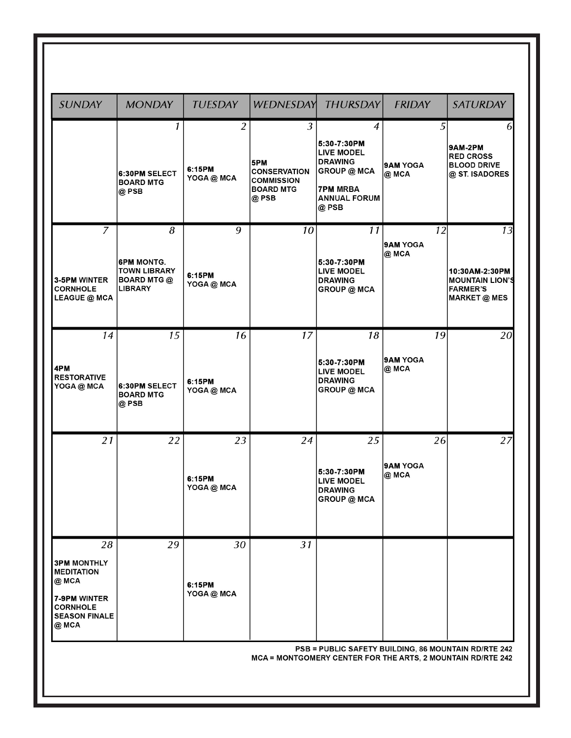| SUNDAY | MONDAY | TUESDAY | WEDNESDAY | THURSDAY | FRIDAY | SATURDAY |
|---|---|---|---|---|---|---|
| | 1<br>**6:30PM** SELECT BOARD MTG @ PSB | 2<br>**6:15PM** YOGA @ MCA | 3<br>**5PM** CONSERVATION COMMISSION BOARD MTG @ PSB | 4<br>**5:30-7:30PM** LIVE MODEL DRAWING GROUP @ MCA<br>**7PM** MRBA ANNUAL FORUM @ PSB | 5<br>**9AM** YOGA @ MCA | 6<br>**9AM-2PM** RED CROSS BLOOD DRIVE @ ST. ISADORES |
| 7<br>**3-5PM** WINTER CORNHOLE LEAGUE @ MCA | 8<br>**6PM** MONTG. TOWN LIBRARY BOARD MTG @ LIBRARY | 9<br>**6:15PM** YOGA @ MCA | 10 | 11<br>**5:30-7:30PM** LIVE MODEL DRAWING GROUP @ MCA | 12<br>**9AM** YOGA @ MCA | 13<br>**10:30AM-2:30PM** MOUNTAIN LION'S FARMER'S MARKET @ MES |
| 14<br>**4PM** RESTORATIVE YOGA @ MCA | 15<br>**6:30PM** SELECT BOARD MTG @ PSB | 16<br>**6:15PM** YOGA @ MCA | 17 | 18<br>**5:30-7:30PM** LIVE MODEL DRAWING GROUP @ MCA | 19<br>**9AM** YOGA @ MCA | 20 |
| 21 | 22 | 23<br>**6:15PM** YOGA @ MCA | 24 | 25<br>**5:30-7:30PM** LIVE MODEL DRAWING GROUP @ MCA | 26<br>**9AM** YOGA @ MCA | 27 |
| 28<br>**3PM** MONTHLY MEDITATION @ MCA<br>**7-9PM** WINTER CORNHOLE SEASON FINALE @ MCA | 29 | 30<br>**6:15PM** YOGA @ MCA | 31 | | | |

PSB = PUBLIC SAFETY BUILDING, 86 MOUNTAIN RD/RTE 242
MCA = MONTGOMERY CENTER FOR THE ARTS, 2 MOUNTAIN RD/RTE 242